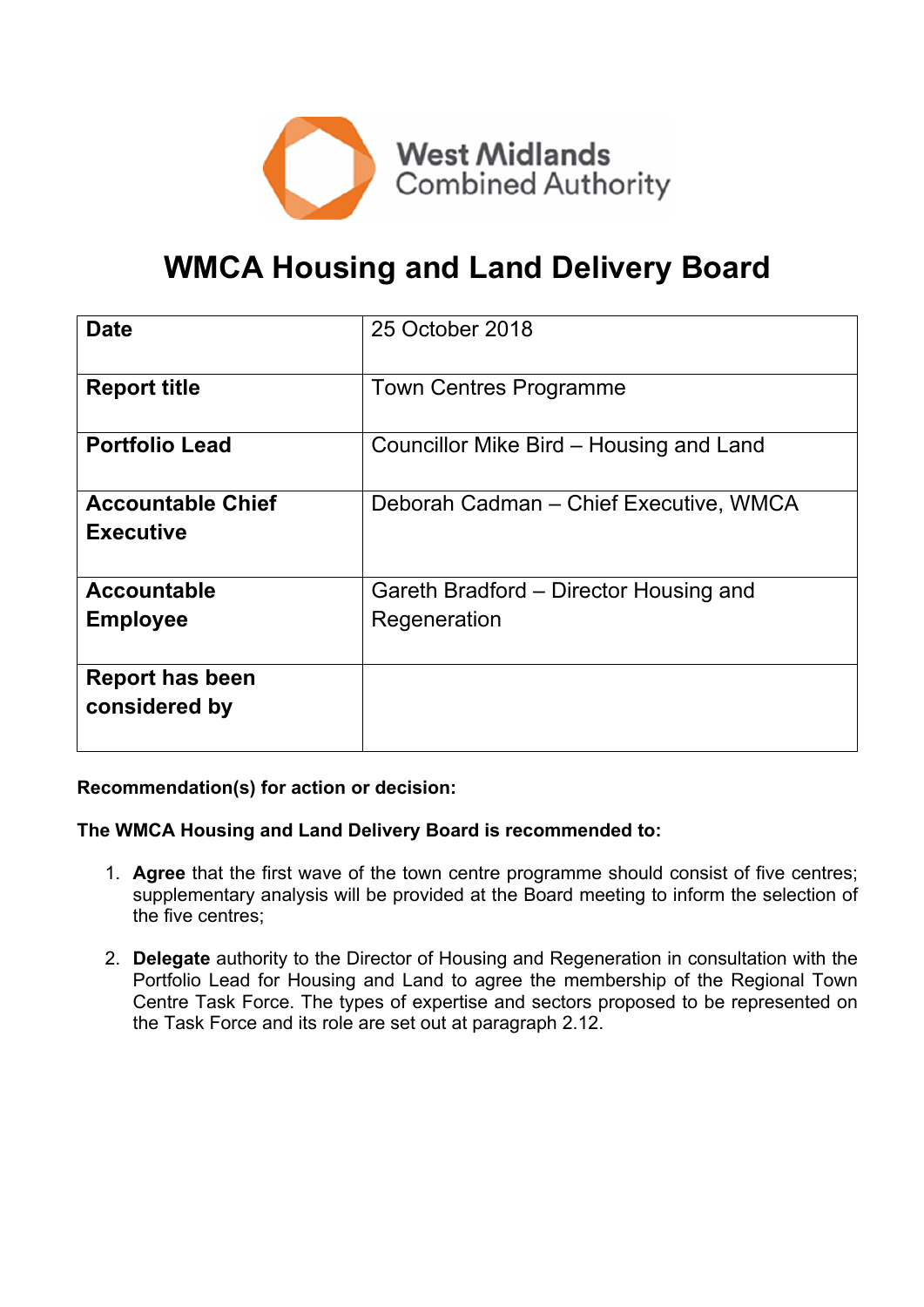West Midlands Combined Authority

# WMCA Housing and Land Delivery Board

| | |
|---|---|
| **Date** | 25 October 2018 |
| **Report title** | Town Centres Programme |
| **Portfolio Lead** | Councillor Mike Bird – Housing and Land |
| **Accountable Chief Executive** | Deborah Cadman – Chief Executive, WMCA |
| **Accountable Employee** | Gareth Bradford – Director Housing and Regeneration |
| **Report has been considered by** | |

**Recommendation(s) for action or decision:**

**The WMCA Housing and Land Delivery Board is recommended to:**

1. **Agree** that the first wave of the town centre programme should consist of five centres; supplementary analysis will be provided at the Board meeting to inform the selection of the five centres;

2. **Delegate** authority to the Director of Housing and Regeneration in consultation with the Portfolio Lead for Housing and Land to agree the membership of the Regional Town Centre Task Force. The types of expertise and sectors proposed to be represented on the Task Force and its role are set out at paragraph 2.12.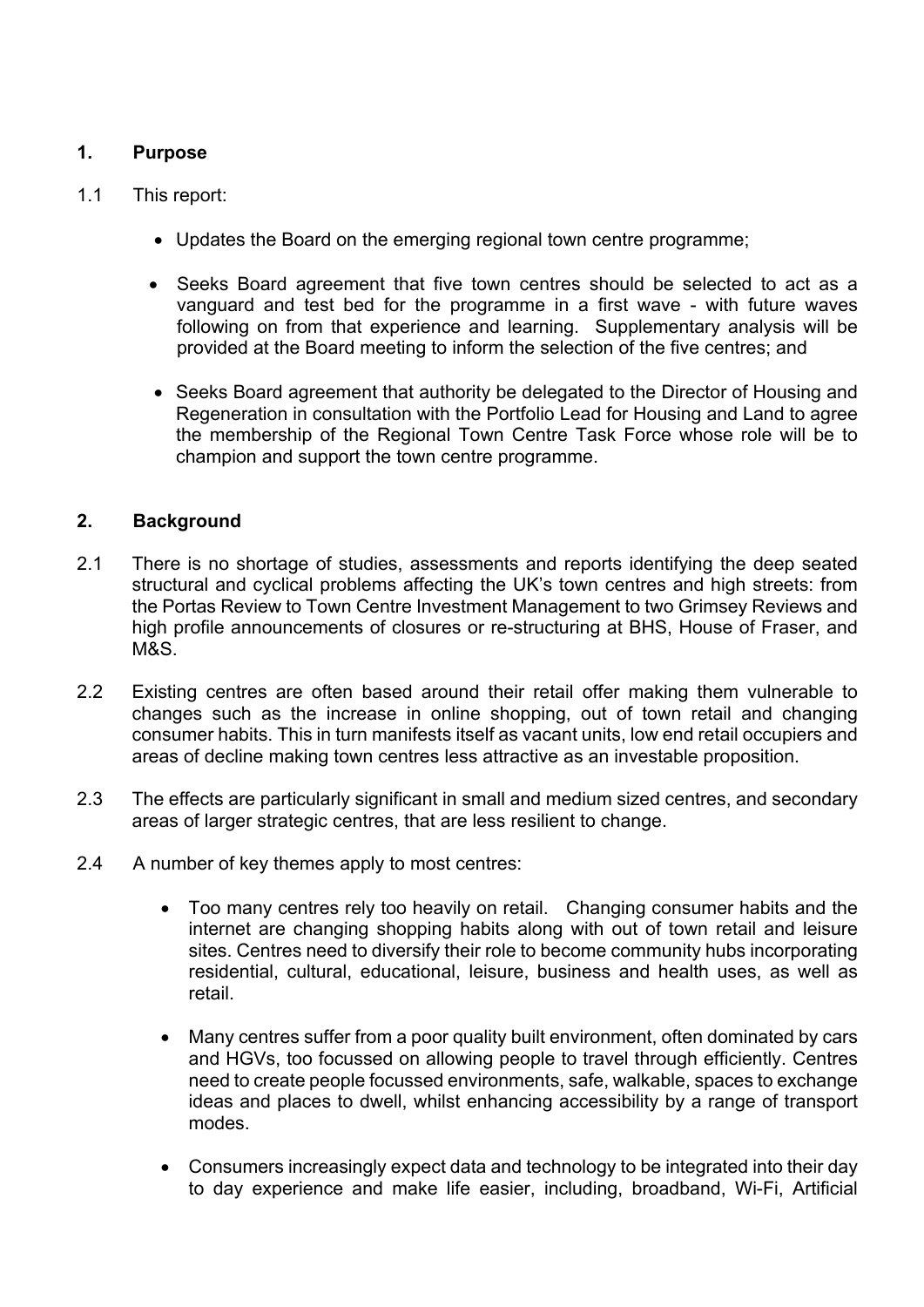## 1. Purpose

1.1 This report:

- Updates the Board on the emerging regional town centre programme;
- Seeks Board agreement that five town centres should be selected to act as a vanguard and test bed for the programme in a first wave - with future waves following on from that experience and learning. Supplementary analysis will be provided at the Board meeting to inform the selection of the five centres; and
- Seeks Board agreement that authority be delegated to the Director of Housing and Regeneration in consultation with the Portfolio Lead for Housing and Land to agree the membership of the Regional Town Centre Task Force whose role will be to champion and support the town centre programme.

## 2. Background

2.1 There is no shortage of studies, assessments and reports identifying the deep seated structural and cyclical problems affecting the UK's town centres and high streets: from the Portas Review to Town Centre Investment Management to two Grimsey Reviews and high profile announcements of closures or re-structuring at BHS, House of Fraser, and M&S.

2.2 Existing centres are often based around their retail offer making them vulnerable to changes such as the increase in online shopping, out of town retail and changing consumer habits. This in turn manifests itself as vacant units, low end retail occupiers and areas of decline making town centres less attractive as an investable proposition.

2.3 The effects are particularly significant in small and medium sized centres, and secondary areas of larger strategic centres, that are less resilient to change.

2.4 A number of key themes apply to most centres:

- Too many centres rely too heavily on retail. Changing consumer habits and the internet are changing shopping habits along with out of town retail and leisure sites. Centres need to diversify their role to become community hubs incorporating residential, cultural, educational, leisure, business and health uses, as well as retail.
- Many centres suffer from a poor quality built environment, often dominated by cars and HGVs, too focussed on allowing people to travel through efficiently. Centres need to create people focussed environments, safe, walkable, spaces to exchange ideas and places to dwell, whilst enhancing accessibility by a range of transport modes.
- Consumers increasingly expect data and technology to be integrated into their day to day experience and make life easier, including, broadband, Wi-Fi, Artificial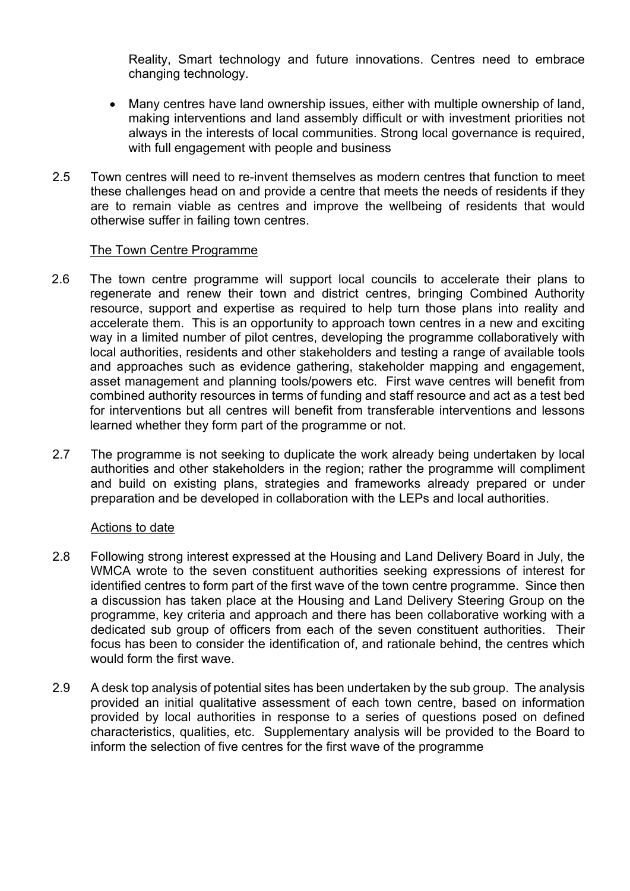Reality, Smart technology and future innovations. Centres need to embrace changing technology.

- Many centres have land ownership issues, either with multiple ownership of land, making interventions and land assembly difficult or with investment priorities not always in the interests of local communities. Strong local governance is required, with full engagement with people and business

2.5 Town centres will need to re-invent themselves as modern centres that function to meet these challenges head on and provide a centre that meets the needs of residents if they are to remain viable as centres and improve the wellbeing of residents that would otherwise suffer in failing town centres.

The Town Centre Programme

2.6 The town centre programme will support local councils to accelerate their plans to regenerate and renew their town and district centres, bringing Combined Authority resource, support and expertise as required to help turn those plans into reality and accelerate them. This is an opportunity to approach town centres in a new and exciting way in a limited number of pilot centres, developing the programme collaboratively with local authorities, residents and other stakeholders and testing a range of available tools and approaches such as evidence gathering, stakeholder mapping and engagement, asset management and planning tools/powers etc. First wave centres will benefit from combined authority resources in terms of funding and staff resource and act as a test bed for interventions but all centres will benefit from transferable interventions and lessons learned whether they form part of the programme or not.

2.7 The programme is not seeking to duplicate the work already being undertaken by local authorities and other stakeholders in the region; rather the programme will compliment and build on existing plans, strategies and frameworks already prepared or under preparation and be developed in collaboration with the LEPs and local authorities.

Actions to date

2.8 Following strong interest expressed at the Housing and Land Delivery Board in July, the WMCA wrote to the seven constituent authorities seeking expressions of interest for identified centres to form part of the first wave of the town centre programme. Since then a discussion has taken place at the Housing and Land Delivery Steering Group on the programme, key criteria and approach and there has been collaborative working with a dedicated sub group of officers from each of the seven constituent authorities. Their focus has been to consider the identification of, and rationale behind, the centres which would form the first wave.

2.9 A desk top analysis of potential sites has been undertaken by the sub group. The analysis provided an initial qualitative assessment of each town centre, based on information provided by local authorities in response to a series of questions posed on defined characteristics, qualities, etc. Supplementary analysis will be provided to the Board to inform the selection of five centres for the first wave of the programme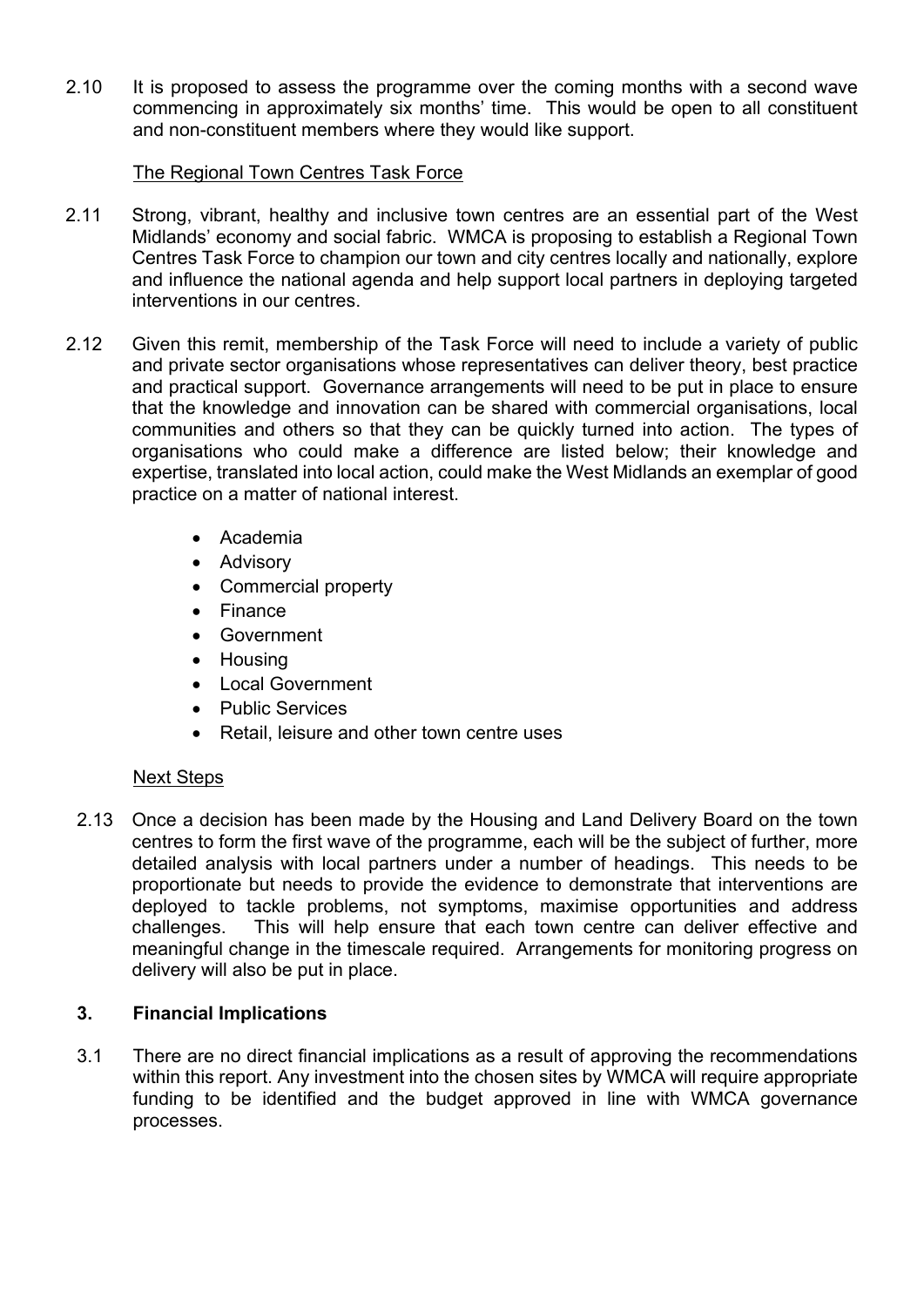2.10 It is proposed to assess the programme over the coming months with a second wave commencing in approximately six months' time. This would be open to all constituent and non-constituent members where they would like support.

<u>The Regional Town Centres Task Force</u>

2.11 Strong, vibrant, healthy and inclusive town centres are an essential part of the West Midlands' economy and social fabric. WMCA is proposing to establish a Regional Town Centres Task Force to champion our town and city centres locally and nationally, explore and influence the national agenda and help support local partners in deploying targeted interventions in our centres.

2.12 Given this remit, membership of the Task Force will need to include a variety of public and private sector organisations whose representatives can deliver theory, best practice and practical support. Governance arrangements will need to be put in place to ensure that the knowledge and innovation can be shared with commercial organisations, local communities and others so that they can be quickly turned into action. The types of organisations who could make a difference are listed below; their knowledge and expertise, translated into local action, could make the West Midlands an exemplar of good practice on a matter of national interest.

- Academia
- Advisory
- Commercial property
- Finance
- Government
- Housing
- Local Government
- Public Services
- Retail, leisure and other town centre uses

<u>Next Steps</u>

2.13 Once a decision has been made by the Housing and Land Delivery Board on the town centres to form the first wave of the programme, each will be the subject of further, more detailed analysis with local partners under a number of headings. This needs to be proportionate but needs to provide the evidence to demonstrate that interventions are deployed to tackle problems, not symptoms, maximise opportunities and address challenges. This will help ensure that each town centre can deliver effective and meaningful change in the timescale required. Arrangements for monitoring progress on delivery will also be put in place.

## 3. Financial Implications

3.1 There are no direct financial implications as a result of approving the recommendations within this report. Any investment into the chosen sites by WMCA will require appropriate funding to be identified and the budget approved in line with WMCA governance processes.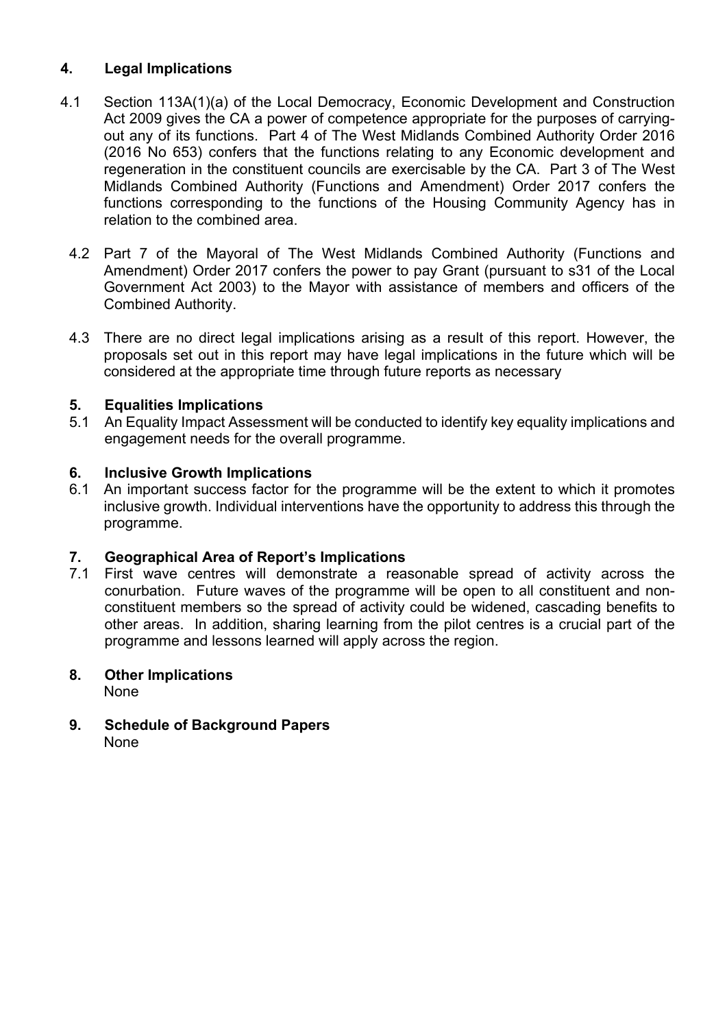## 4. Legal Implications

4.1 Section 113A(1)(a) of the Local Democracy, Economic Development and Construction Act 2009 gives the CA a power of competence appropriate for the purposes of carrying-out any of its functions. Part 4 of The West Midlands Combined Authority Order 2016 (2016 No 653) confers that the functions relating to any Economic development and regeneration in the constituent councils are exercisable by the CA. Part 3 of The West Midlands Combined Authority (Functions and Amendment) Order 2017 confers the functions corresponding to the functions of the Housing Community Agency has in relation to the combined area.

4.2 Part 7 of the Mayoral of The West Midlands Combined Authority (Functions and Amendment) Order 2017 confers the power to pay Grant (pursuant to s31 of the Local Government Act 2003) to the Mayor with assistance of members and officers of the Combined Authority.

4.3 There are no direct legal implications arising as a result of this report. However, the proposals set out in this report may have legal implications in the future which will be considered at the appropriate time through future reports as necessary

## 5. Equalities Implications

5.1 An Equality Impact Assessment will be conducted to identify key equality implications and engagement needs for the overall programme.

## 6. Inclusive Growth Implications

6.1 An important success factor for the programme will be the extent to which it promotes inclusive growth. Individual interventions have the opportunity to address this through the programme.

## 7. Geographical Area of Report's Implications

7.1 First wave centres will demonstrate a reasonable spread of activity across the conurbation. Future waves of the programme will be open to all constituent and non-constituent members so the spread of activity could be widened, cascading benefits to other areas. In addition, sharing learning from the pilot centres is a crucial part of the programme and lessons learned will apply across the region.

## 8. Other Implications

None

## 9. Schedule of Background Papers

None